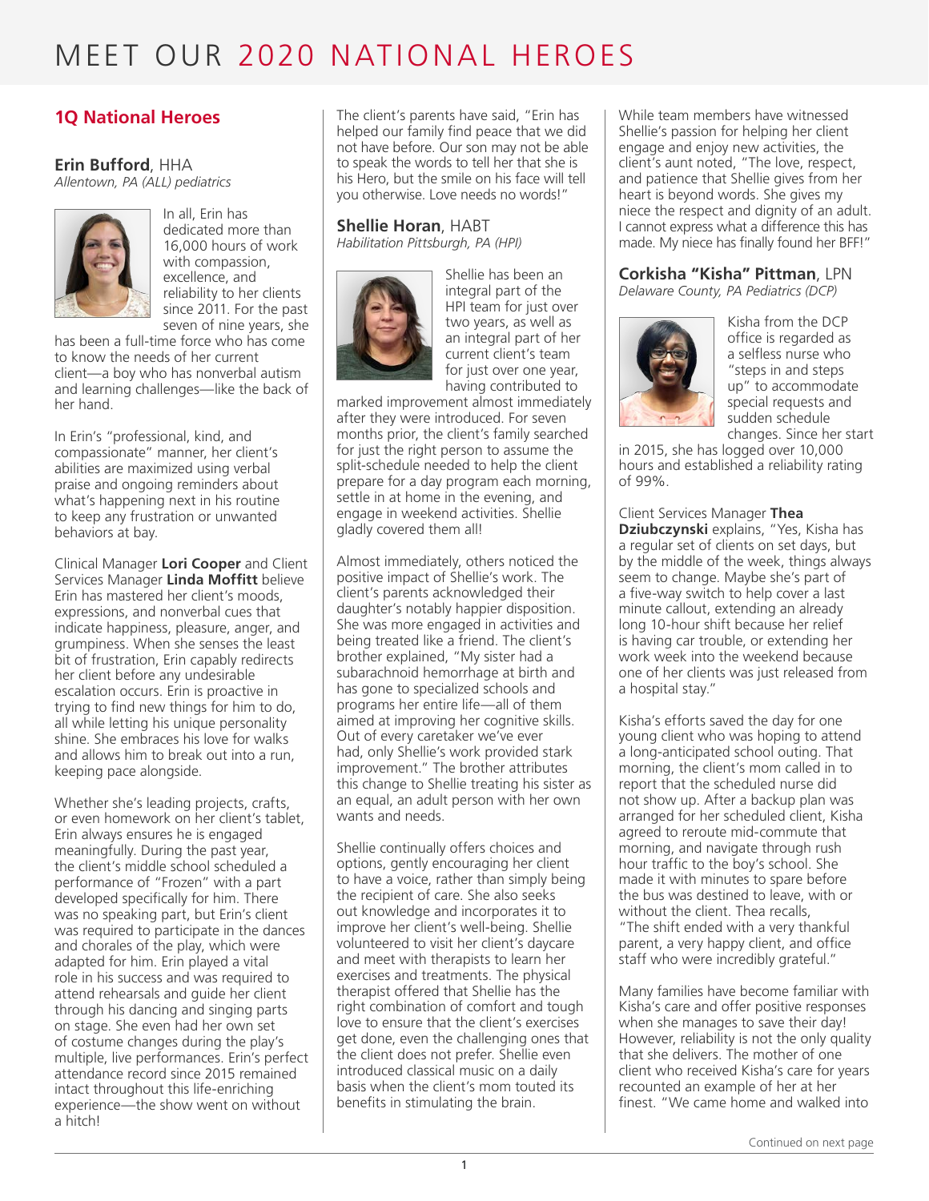# MEET OUR 2020 NATIONAL HEROES

## 1Q National Heroes

### **Erin Bufford**, HHA
*Allentown, PA (ALL) pediatrics*

In all, Erin has dedicated more than 16,000 hours of work with compassion, excellence, and reliability to her clients since 2011. For the past seven of nine years, she has been a full-time force who has come to know the needs of her current client—a boy who has nonverbal autism and learning challenges—like the back of her hand.

In Erin's "professional, kind, and compassionate" manner, her client's abilities are maximized using verbal praise and ongoing reminders about what's happening next in his routine to keep any frustration or unwanted behaviors at bay.

Clinical Manager **Lori Cooper** and Client Services Manager **Linda Moffitt** believe Erin has mastered her client's moods, expressions, and nonverbal cues that indicate happiness, pleasure, anger, and grumpiness. When she senses the least bit of frustration, Erin capably redirects her client before any undesirable escalation occurs. Erin is proactive in trying to find new things for him to do, all while letting his unique personality shine. She embraces his love for walks and allows him to break out into a run, keeping pace alongside.

Whether she's leading projects, crafts, or even homework on her client's tablet, Erin always ensures he is engaged meaningfully. During the past year, the client's middle school scheduled a performance of "Frozen" with a part developed specifically for him. There was no speaking part, but Erin's client was required to participate in the dances and chorales of the play, which were adapted for him. Erin played a vital role in his success and was required to attend rehearsals and guide her client through his dancing and singing parts on stage. She even had her own set of costume changes during the play's multiple, live performances. Erin's perfect attendance record since 2015 remained intact throughout this life-enriching experience—the show went on without a hitch!

The client's parents have said, "Erin has helped our family find peace that we did not have before. Our son may not be able to speak the words to tell her that she is his Hero, but the smile on his face will tell you otherwise. Love needs no words!"

### **Shellie Horan**, HABT
*Habilitation Pittsburgh, PA (HPI)*

Shellie has been an integral part of the HPI team for just over two years, as well as an integral part of her current client's team for just over one year, having contributed to marked improvement almost immediately after they were introduced. For seven months prior, the client's family searched for just the right person to assume the split-schedule needed to help the client prepare for a day program each morning, settle in at home in the evening, and engage in weekend activities. Shellie gladly covered them all!

Almost immediately, others noticed the positive impact of Shellie's work. The client's parents acknowledged their daughter's notably happier disposition. She was more engaged in activities and being treated like a friend. The client's brother explained, "My sister had a subarachnoid hemorrhage at birth and has gone to specialized schools and programs her entire life—all of them aimed at improving her cognitive skills. Out of every caretaker we've ever had, only Shellie's work provided stark improvement." The brother attributes this change to Shellie treating his sister as an equal, an adult person with her own wants and needs.

Shellie continually offers choices and options, gently encouraging her client to have a voice, rather than simply being the recipient of care. She also seeks out knowledge and incorporates it to improve her client's well-being. Shellie volunteered to visit her client's daycare and meet with therapists to learn her exercises and treatments. The physical therapist offered that Shellie has the right combination of comfort and tough love to ensure that the client's exercises get done, even the challenging ones that the client does not prefer. Shellie even introduced classical music on a daily basis when the client's mom touted its benefits in stimulating the brain.

While team members have witnessed Shellie's passion for helping her client engage and enjoy new activities, the client's aunt noted, "The love, respect, and patience that Shellie gives from her heart is beyond words. She gives my niece the respect and dignity of an adult. I cannot express what a difference this has made. My niece has finally found her BFF!"

### **Corkisha "Kisha" Pittman**, LPN
*Delaware County, PA Pediatrics (DCP)*

Kisha from the DCP office is regarded as a selfless nurse who "steps in and steps up" to accommodate special requests and sudden schedule changes. Since her start in 2015, she has logged over 10,000 hours and established a reliability rating of 99%.

Client Services Manager **Thea Dziubczynski** explains, "Yes, Kisha has a regular set of clients on set days, but by the middle of the week, things always seem to change. Maybe she's part of a five-way switch to help cover a last minute callout, extending an already long 10-hour shift because her relief is having car trouble, or extending her work week into the weekend because one of her clients was just released from a hospital stay."

Kisha's efforts saved the day for one young client who was hoping to attend a long-anticipated school outing. That morning, the client's mom called in to report that the scheduled nurse did not show up. After a backup plan was arranged for her scheduled client, Kisha agreed to reroute mid-commute that morning, and navigate through rush hour traffic to the boy's school. She made it with minutes to spare before the bus was destined to leave, with or without the client. Thea recalls, "The shift ended with a very thankful parent, a very happy client, and office staff who were incredibly grateful."

Many families have become familiar with Kisha's care and offer positive responses when she manages to save their day! However, reliability is not the only quality that she delivers. The mother of one client who received Kisha's care for years recounted an example of her at her finest. "We came home and walked into

Continued on next page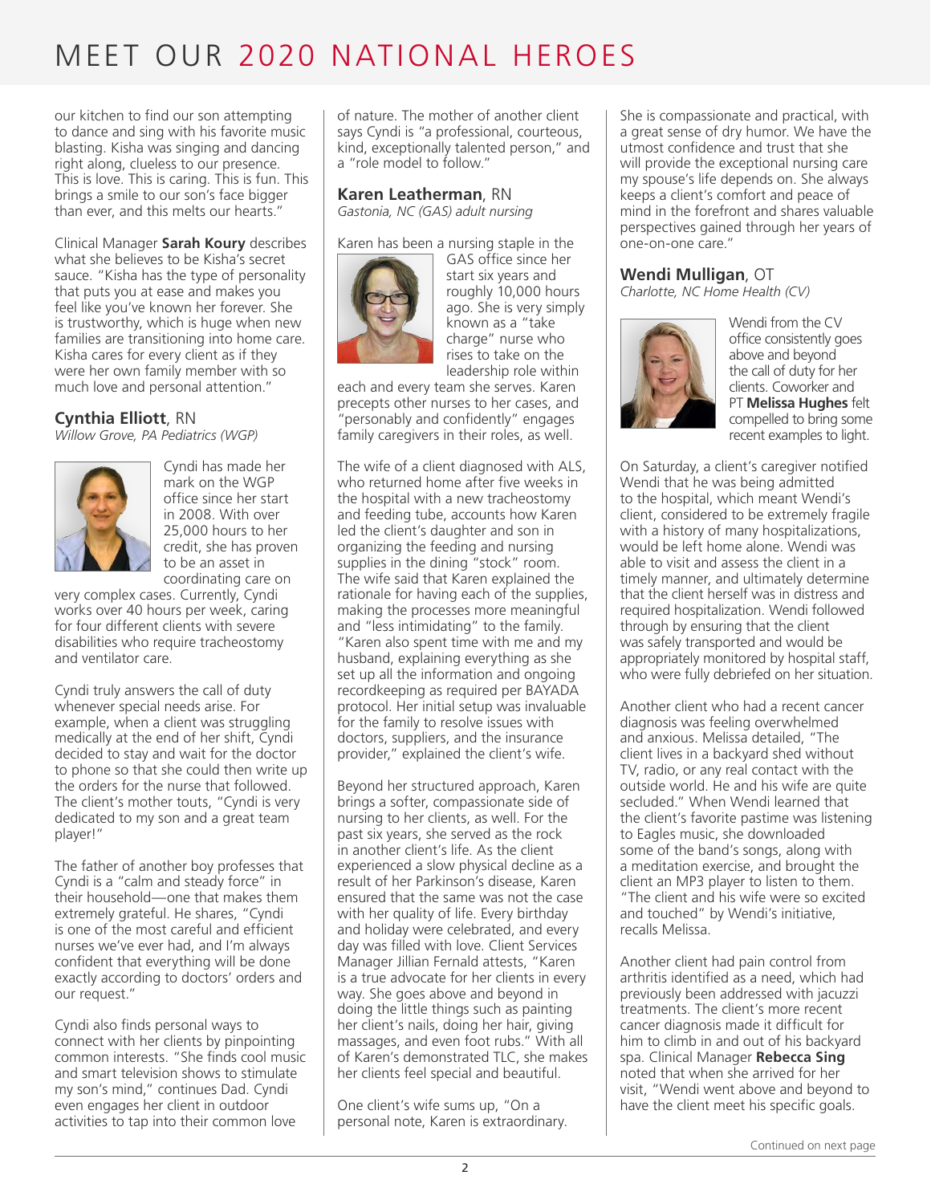# MEET OUR 2020 NATIONAL HEROES

our kitchen to find our son attempting to dance and sing with his favorite music blasting. Kisha was singing and dancing right along, clueless to our presence. This is love. This is caring. This is fun. This brings a smile to our son's face bigger than ever, and this melts our hearts."

Clinical Manager **Sarah Koury** describes what she believes to be Kisha's secret sauce. "Kisha has the type of personality that puts you at ease and makes you feel like you've known her forever. She is trustworthy, which is huge when new families are transitioning into home care. Kisha cares for every client as if they were her own family member with so much love and personal attention."

### **Cynthia Elliott**, RN

*Willow Grove, PA Pediatrics (WGP)*

Cyndi has made her mark on the WGP office since her start in 2008. With over 25,000 hours to her credit, she has proven to be an asset in coordinating care on very complex cases. Currently, Cyndi works over 40 hours per week, caring for four different clients with severe disabilities who require tracheostomy and ventilator care.

Cyndi truly answers the call of duty whenever special needs arise. For example, when a client was struggling medically at the end of her shift, Cyndi decided to stay and wait for the doctor to phone so that she could then write up the orders for the nurse that followed. The client's mother touts, "Cyndi is very dedicated to my son and a great team player!"

The father of another boy professes that Cyndi is a "calm and steady force" in their household—one that makes them extremely grateful. He shares, "Cyndi is one of the most careful and efficient nurses we've ever had, and I'm always confident that everything will be done exactly according to doctors' orders and our request."

Cyndi also finds personal ways to connect with her clients by pinpointing common interests. "She finds cool music and smart television shows to stimulate my son's mind," continues Dad. Cyndi even engages her client in outdoor activities to tap into their common love of nature. The mother of another client says Cyndi is "a professional, courteous, kind, exceptionally talented person," and a "role model to follow."

### **Karen Leatherman**, RN

*Gastonia, NC (GAS) adult nursing*

Karen has been a nursing staple in the GAS office since her start six years and roughly 10,000 hours ago. She is very simply known as a "take charge" nurse who rises to take on the leadership role within each and every team she serves. Karen precepts other nurses to her cases, and "personably and confidently" engages family caregivers in their roles, as well.

The wife of a client diagnosed with ALS, who returned home after five weeks in the hospital with a new tracheostomy and feeding tube, accounts how Karen led the client's daughter and son in organizing the feeding and nursing supplies in the dining "stock" room. The wife said that Karen explained the rationale for having each of the supplies, making the processes more meaningful and "less intimidating" to the family. "Karen also spent time with me and my husband, explaining everything as she set up all the information and ongoing recordkeeping as required per BAYADA protocol. Her initial setup was invaluable for the family to resolve issues with doctors, suppliers, and the insurance provider," explained the client's wife.

Beyond her structured approach, Karen brings a softer, compassionate side of nursing to her clients, as well. For the past six years, she served as the rock in another client's life. As the client experienced a slow physical decline as a result of her Parkinson's disease, Karen ensured that the same was not the case with her quality of life. Every birthday and holiday were celebrated, and every day was filled with love. Client Services Manager Jillian Fernald attests, "Karen is a true advocate for her clients in every way. She goes above and beyond in doing the little things such as painting her client's nails, doing her hair, giving massages, and even foot rubs." With all of Karen's demonstrated TLC, she makes her clients feel special and beautiful.

One client's wife sums up, "On a personal note, Karen is extraordinary. She is compassionate and practical, with a great sense of dry humor. We have the utmost confidence and trust that she will provide the exceptional nursing care my spouse's life depends on. She always keeps a client's comfort and peace of mind in the forefront and shares valuable perspectives gained through her years of one-on-one care."

### **Wendi Mulligan**, OT

*Charlotte, NC Home Health (CV)*

Wendi from the CV office consistently goes above and beyond the call of duty for her clients. Coworker and PT **Melissa Hughes** felt compelled to bring some recent examples to light.

On Saturday, a client's caregiver notified Wendi that he was being admitted to the hospital, which meant Wendi's client, considered to be extremely fragile with a history of many hospitalizations, would be left home alone. Wendi was able to visit and assess the client in a timely manner, and ultimately determine that the client herself was in distress and required hospitalization. Wendi followed through by ensuring that the client was safely transported and would be appropriately monitored by hospital staff, who were fully debriefed on her situation.

Another client who had a recent cancer diagnosis was feeling overwhelmed and anxious. Melissa detailed, "The client lives in a backyard shed without TV, radio, or any real contact with the outside world. He and his wife are quite secluded." When Wendi learned that the client's favorite pastime was listening to Eagles music, she downloaded some of the band's songs, along with a meditation exercise, and brought the client an MP3 player to listen to them. "The client and his wife were so excited and touched" by Wendi's initiative, recalls Melissa.

Another client had pain control from arthritis identified as a need, which had previously been addressed with jacuzzi treatments. The client's more recent cancer diagnosis made it difficult for him to climb in and out of his backyard spa. Clinical Manager **Rebecca Sing** noted that when she arrived for her visit, "Wendi went above and beyond to have the client meet his specific goals.

Continued on next page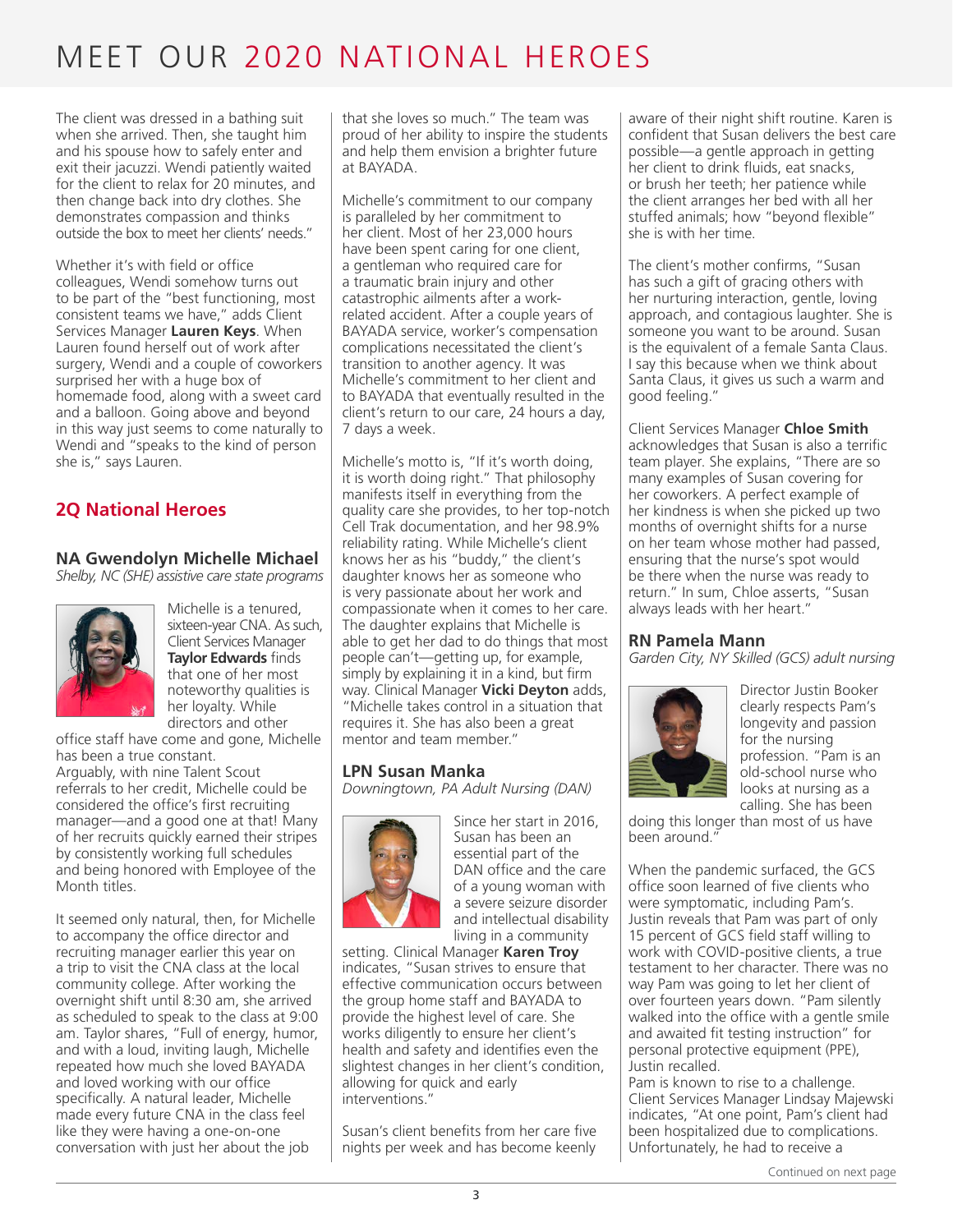# MEET OUR 2020 NATIONAL HEROES

The client was dressed in a bathing suit when she arrived. Then, she taught him and his spouse how to safely enter and exit their jacuzzi. Wendi patiently waited for the client to relax for 20 minutes, and then change back into dry clothes. She demonstrates compassion and thinks outside the box to meet her clients' needs."

Whether it's with field or office colleagues, Wendi somehow turns out to be part of the "best functioning, most consistent teams we have," adds Client Services Manager **Lauren Keys**. When Lauren found herself out of work after surgery, Wendi and a couple of coworkers surprised her with a huge box of homemade food, along with a sweet card and a balloon. Going above and beyond in this way just seems to come naturally to Wendi and "speaks to the kind of person she is," says Lauren.

## 2Q National Heroes

### NA Gwendolyn Michelle Michael

*Shelby, NC (SHE) assistive care state programs*

Michelle is a tenured, sixteen-year CNA. As such, Client Services Manager **Taylor Edwards** finds that one of her most noteworthy qualities is her loyalty. While directors and other office staff have come and gone, Michelle has been a true constant.

Arguably, with nine Talent Scout referrals to her credit, Michelle could be considered the office's first recruiting manager—and a good one at that! Many of her recruits quickly earned their stripes by consistently working full schedules and being honored with Employee of the Month titles.

It seemed only natural, then, for Michelle to accompany the office director and recruiting manager earlier this year on a trip to visit the CNA class at the local community college. After working the overnight shift until 8:30 am, she arrived as scheduled to speak to the class at 9:00 am. Taylor shares, "Full of energy, humor, and with a loud, inviting laugh, Michelle repeated how much she loved BAYADA and loved working with our office specifically. A natural leader, Michelle made every future CNA in the class feel like they were having a one-on-one conversation with just her about the job that she loves so much." The team was proud of her ability to inspire the students and help them envision a brighter future at BAYADA.

Michelle's commitment to our company is paralleled by her commitment to her client. Most of her 23,000 hours have been spent caring for one client, a gentleman who required care for a traumatic brain injury and other catastrophic ailments after a work-related accident. After a couple years of BAYADA service, worker's compensation complications necessitated the client's transition to another agency. It was Michelle's commitment to her client and to BAYADA that eventually resulted in the client's return to our care, 24 hours a day, 7 days a week.

Michelle's motto is, "If it's worth doing, it is worth doing right." That philosophy manifests itself in everything from the quality care she provides, to her top-notch Cell Trak documentation, and her 98.9% reliability rating. While Michelle's client knows her as his "buddy," the client's daughter knows her as someone who is very passionate about her work and compassionate when it comes to her care. The daughter explains that Michelle is able to get her dad to do things that most people can't—getting up, for example, simply by explaining it in a kind, but firm way. Clinical Manager **Vicki Deyton** adds, "Michelle takes control in a situation that requires it. She has also been a great mentor and team member."

### LPN Susan Manka

*Downingtown, PA Adult Nursing (DAN)*

Since her start in 2016, Susan has been an essential part of the DAN office and the care of a young woman with a severe seizure disorder and intellectual disability living in a community setting. Clinical Manager **Karen Troy** indicates, "Susan strives to ensure that effective communication occurs between the group home staff and BAYADA to provide the highest level of care. She works diligently to ensure her client's health and safety and identifies even the slightest changes in her client's condition, allowing for quick and early interventions."

Susan's client benefits from her care five nights per week and has become keenly aware of their night shift routine. Karen is confident that Susan delivers the best care possible—a gentle approach in getting her client to drink fluids, eat snacks, or brush her teeth; her patience while the client arranges her bed with all her stuffed animals; how "beyond flexible" she is with her time.

The client's mother confirms, "Susan has such a gift of gracing others with her nurturing interaction, gentle, loving approach, and contagious laughter. She is someone you want to be around. Susan is the equivalent of a female Santa Claus. I say this because when we think about Santa Claus, it gives us such a warm and good feeling."

Client Services Manager **Chloe Smith** acknowledges that Susan is also a terrific team player. She explains, "There are so many examples of Susan covering for her coworkers. A perfect example of her kindness is when she picked up two months of overnight shifts for a nurse on her team whose mother had passed, ensuring that the nurse's spot would be there when the nurse was ready to return." In sum, Chloe asserts, "Susan always leads with her heart."

### RN Pamela Mann

*Garden City, NY Skilled (GCS) adult nursing*

Director Justin Booker clearly respects Pam's longevity and passion for the nursing profession. "Pam is an old-school nurse who looks at nursing as a calling. She has been doing this longer than most of us have been around."

When the pandemic surfaced, the GCS office soon learned of five clients who were symptomatic, including Pam's. Justin reveals that Pam was part of only 15 percent of GCS field staff willing to work with COVID-positive clients, a true testament to her character. There was no way Pam was going to let her client of over fourteen years down. "Pam silently walked into the office with a gentle smile and awaited fit testing instruction" for personal protective equipment (PPE), Justin recalled.

Pam is known to rise to a challenge. Client Services Manager Lindsay Majewski indicates, "At one point, Pam's client had been hospitalized due to complications. Unfortunately, he had to receive a

Continued on next page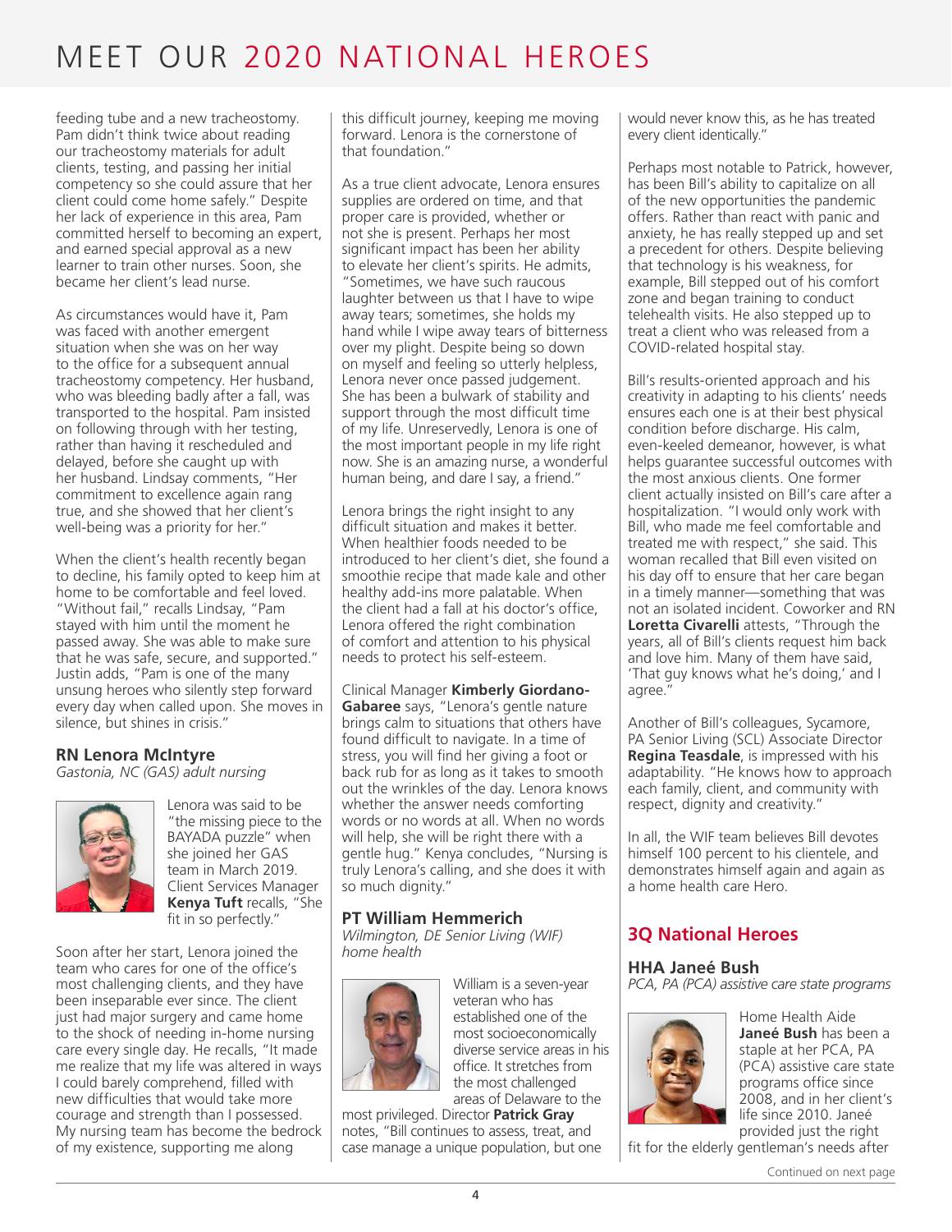# MEET OUR 2020 NATIONAL HEROES

feeding tube and a new tracheostomy. Pam didn't think twice about reading our tracheostomy materials for adult clients, testing, and passing her initial competency so she could assure that her client could come home safely." Despite her lack of experience in this area, Pam committed herself to becoming an expert, and earned special approval as a new learner to train other nurses. Soon, she became her client's lead nurse.

As circumstances would have it, Pam was faced with another emergent situation when she was on her way to the office for a subsequent annual tracheostomy competency. Her husband, who was bleeding badly after a fall, was transported to the hospital. Pam insisted on following through with her testing, rather than having it rescheduled and delayed, before she caught up with her husband. Lindsay comments, "Her commitment to excellence again rang true, and she showed that her client's well-being was a priority for her."

When the client's health recently began to decline, his family opted to keep him at home to be comfortable and feel loved. "Without fail," recalls Lindsay, "Pam stayed with him until the moment he passed away. She was able to make sure that he was safe, secure, and supported." Justin adds, "Pam is one of the many unsung heroes who silently step forward every day when called upon. She moves in silence, but shines in crisis."

### RN Lenora McIntyre

*Gastonia, NC (GAS) adult nursing*

Lenora was said to be "the missing piece to the BAYADA puzzle" when she joined her GAS team in March 2019. Client Services Manager **Kenya Tuft** recalls, "She fit in so perfectly."

Soon after her start, Lenora joined the team who cares for one of the office's most challenging clients, and they have been inseparable ever since. The client just had major surgery and came home to the shock of needing in-home nursing care every single day. He recalls, "It made me realize that my life was altered in ways I could barely comprehend, filled with new difficulties that would take more courage and strength than I possessed. My nursing team has become the bedrock of my existence, supporting me along this difficult journey, keeping me moving forward. Lenora is the cornerstone of that foundation."

As a true client advocate, Lenora ensures supplies are ordered on time, and that proper care is provided, whether or not she is present. Perhaps her most significant impact has been her ability to elevate her client's spirits. He admits, "Sometimes, we have such raucous laughter between us that I have to wipe away tears; sometimes, she holds my hand while I wipe away tears of bitterness over my plight. Despite being so down on myself and feeling so utterly helpless, Lenora never once passed judgement. She has been a bulwark of stability and support through the most difficult time of my life. Unreservedly, Lenora is one of the most important people in my life right now. She is an amazing nurse, a wonderful human being, and dare I say, a friend."

Lenora brings the right insight to any difficult situation and makes it better. When healthier foods needed to be introduced to her client's diet, she found a smoothie recipe that made kale and other healthy add-ins more palatable. When the client had a fall at his doctor's office, Lenora offered the right combination of comfort and attention to his physical needs to protect his self-esteem.

Clinical Manager **Kimberly Giordano-Gabaree** says, "Lenora's gentle nature brings calm to situations that others have found difficult to navigate. In a time of stress, you will find her giving a foot or back rub for as long as it takes to smooth out the wrinkles of the day. Lenora knows whether the answer needs comforting words or no words at all. When no words will help, she will be right there with a gentle hug." Kenya concludes, "Nursing is truly Lenora's calling, and she does it with so much dignity."

### PT William Hemmerich

*Wilmington, DE Senior Living (WIF) home health*

William is a seven-year veteran who has established one of the most socioeconomically diverse service areas in his office. It stretches from the most challenged areas of Delaware to the most privileged. Director **Patrick Gray** notes, "Bill continues to assess, treat, and case manage a unique population, but one would never know this, as he has treated every client identically."

Perhaps most notable to Patrick, however, has been Bill's ability to capitalize on all of the new opportunities the pandemic offers. Rather than react with panic and anxiety, he has really stepped up and set a precedent for others. Despite believing that technology is his weakness, for example, Bill stepped out of his comfort zone and began training to conduct telehealth visits. He also stepped up to treat a client who was released from a COVID-related hospital stay.

Bill's results-oriented approach and his creativity in adapting to his clients' needs ensures each one is at their best physical condition before discharge. His calm, even-keeled demeanor, however, is what helps guarantee successful outcomes with the most anxious clients. One former client actually insisted on Bill's care after a hospitalization. "I would only work with Bill, who made me feel comfortable and treated me with respect," she said. This woman recalled that Bill even visited on his day off to ensure that her care began in a timely manner—something that was not an isolated incident. Coworker and RN **Loretta Civarelli** attests, "Through the years, all of Bill's clients request him back and love him. Many of them have said, 'That guy knows what he's doing,' and I agree."

Another of Bill's colleagues, Sycamore, PA Senior Living (SCL) Associate Director **Regina Teasdale**, is impressed with his adaptability. "He knows how to approach each family, client, and community with respect, dignity and creativity."

In all, the WIF team believes Bill devotes himself 100 percent to his clientele, and demonstrates himself again and again as a home health care Hero.

## 3Q National Heroes

### HHA Janeé Bush

*PCA, PA (PCA) assistive care state programs*

Home Health Aide **Janeé Bush** has been a staple at her PCA, PA (PCA) assistive care state programs office since 2008, and in her client's life since 2010. Janeé provided just the right fit for the elderly gentleman's needs after

Continued on next page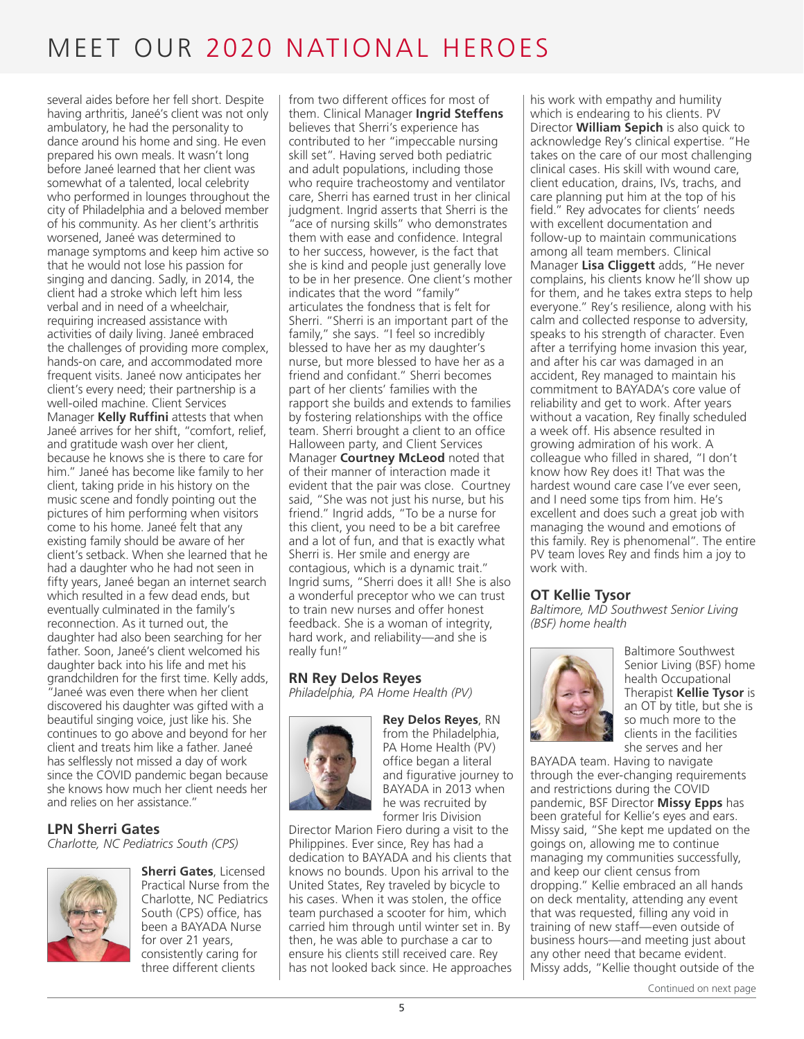# MEET OUR 2020 NATIONAL HEROES

several aides before her fell short. Despite having arthritis, Janeé's client was not only ambulatory, he had the personality to dance around his home and sing. He even prepared his own meals. It wasn't long before Janeé learned that her client was somewhat of a talented, local celebrity who performed in lounges throughout the city of Philadelphia and a beloved member of his community. As her client's arthritis worsened, Janeé was determined to manage symptoms and keep him active so that he would not lose his passion for singing and dancing. Sadly, in 2014, the client had a stroke which left him less verbal and in need of a wheelchair, requiring increased assistance with activities of daily living. Janeé embraced the challenges of providing more complex, hands-on care, and accommodated more frequent visits. Janeé now anticipates her client's every need; their partnership is a well-oiled machine. Client Services Manager **Kelly Ruffini** attests that when Janeé arrives for her shift, "comfort, relief, and gratitude wash over her client, because he knows she is there to care for him." Janeé has become like family to her client, taking pride in his history on the music scene and fondly pointing out the pictures of him performing when visitors come to his home. Janeé felt that any existing family should be aware of her client's setback. When she learned that he had a daughter who he had not seen in fifty years, Janeé began an internet search which resulted in a few dead ends, but eventually culminated in the family's reconnection. As it turned out, the daughter had also been searching for her father. Soon, Janeé's client welcomed his daughter back into his life and met his grandchildren for the first time. Kelly adds, "Janeé was even there when her client discovered his daughter was gifted with a beautiful singing voice, just like his. She continues to go above and beyond for her client and treats him like a father. Janeé has selflessly not missed a day of work since the COVID pandemic began because she knows how much her client needs her and relies on her assistance."

## LPN Sherri Gates

*Charlotte, NC Pediatrics South (CPS)*

**Sherri Gates**, Licensed Practical Nurse from the Charlotte, NC Pediatrics South (CPS) office, has been a BAYADA Nurse for over 21 years, consistently caring for three different clients from two different offices for most of them. Clinical Manager **Ingrid Steffens** believes that Sherri's experience has contributed to her "impeccable nursing skill set". Having served both pediatric and adult populations, including those who require tracheostomy and ventilator care, Sherri has earned trust in her clinical judgment. Ingrid asserts that Sherri is the "ace of nursing skills" who demonstrates them with ease and confidence. Integral to her success, however, is the fact that she is kind and people just generally love to be in her presence. One client's mother indicates that the word "family" articulates the fondness that is felt for Sherri. "Sherri is an important part of the family," she says. "I feel so incredibly blessed to have her as my daughter's nurse, but more blessed to have her as a friend and confidant." Sherri becomes part of her clients' families with the rapport she builds and extends to families by fostering relationships with the office team. Sherri brought a client to an office Halloween party, and Client Services Manager **Courtney McLeod** noted that of their manner of interaction made it evident that the pair was close. Courtney said, "She was not just his nurse, but his friend." Ingrid adds, "To be a nurse for this client, you need to be a bit carefree and a lot of fun, and that is exactly what Sherri is. Her smile and energy are contagious, which is a dynamic trait." Ingrid sums, "Sherri does it all! She is also a wonderful preceptor who we can trust to train new nurses and offer honest feedback. She is a woman of integrity, hard work, and reliability—and she is really fun!"

## RN Rey Delos Reyes

*Philadelphia, PA Home Health (PV)*

**Rey Delos Reyes**, RN from the Philadelphia, PA Home Health (PV) office began a literal and figurative journey to BAYADA in 2013 when he was recruited by former Iris Division Director Marion Fiero during a visit to the Philippines. Ever since, Rey has had a dedication to BAYADA and his clients that knows no bounds. Upon his arrival to the United States, Rey traveled by bicycle to his cases. When it was stolen, the office team purchased a scooter for him, which carried him through until winter set in. By then, he was able to purchase a car to ensure his clients still received care. Rey has not looked back since. He approaches his work with empathy and humility which is endearing to his clients. PV Director **William Sepich** is also quick to acknowledge Rey's clinical expertise. "He takes on the care of our most challenging clinical cases. His skill with wound care, client education, drains, IVs, trachs, and care planning put him at the top of his field." Rey advocates for clients' needs with excellent documentation and follow-up to maintain communications among all team members. Clinical Manager **Lisa Cliggett** adds, "He never complains, his clients know he'll show up for them, and he takes extra steps to help everyone." Rey's resilience, along with his calm and collected response to adversity, speaks to his strength of character. Even after a terrifying home invasion this year, and after his car was damaged in an accident, Rey managed to maintain his commitment to BAYADA's core value of reliability and get to work. After years without a vacation, Rey finally scheduled a week off. His absence resulted in growing admiration of his work. A colleague who filled in shared, "I don't know how Rey does it! That was the hardest wound care case I've ever seen, and I need some tips from him. He's excellent and does such a great job with managing the wound and emotions of this family. Rey is phenomenal". The entire PV team loves Rey and finds him a joy to work with.

## OT Kellie Tysor

*Baltimore, MD Southwest Senior Living (BSF) home health*

Baltimore Southwest Senior Living (BSF) home health Occupational Therapist **Kellie Tysor** is an OT by title, but she is so much more to the clients in the facilities she serves and her BAYADA team. Having to navigate through the ever-changing requirements and restrictions during the COVID pandemic, BSF Director **Missy Epps** has been grateful for Kellie's eyes and ears. Missy said, "She kept me updated on the goings on, allowing me to continue managing my communities successfully, and keep our client census from dropping." Kellie embraced an all hands on deck mentality, attending any event that was requested, filling any void in training of new staff—even outside of business hours—and meeting just about any other need that became evident. Missy adds, "Kellie thought outside of the

Continued on next page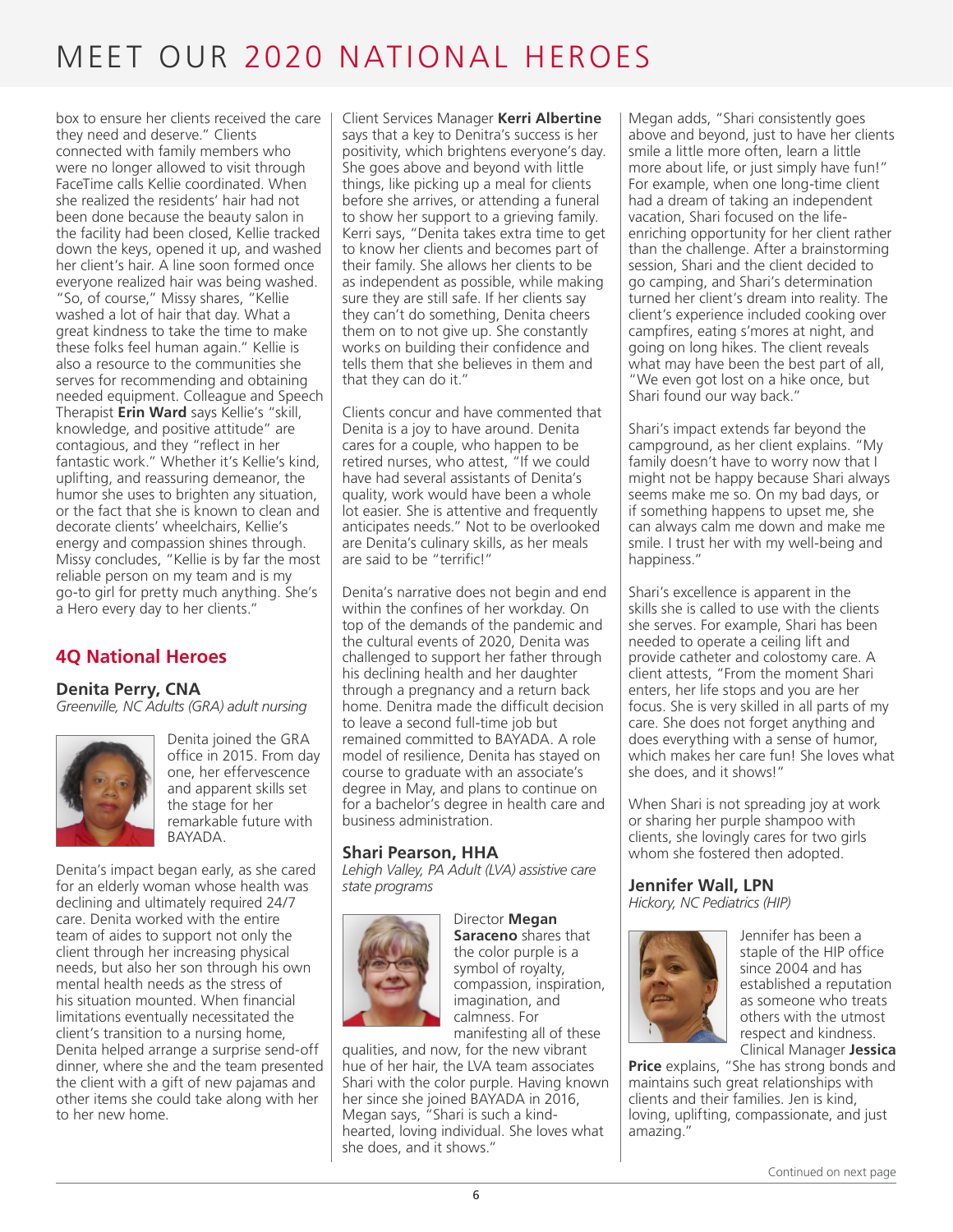# MEET OUR 2020 NATIONAL HEROES

box to ensure her clients received the care they need and deserve." Clients connected with family members who were no longer allowed to visit through FaceTime calls Kellie coordinated. When she realized the residents' hair had not been done because the beauty salon in the facility had been closed, Kellie tracked down the keys, opened it up, and washed her client's hair. A line soon formed once everyone realized hair was being washed. "So, of course," Missy shares, "Kellie washed a lot of hair that day. What a great kindness to take the time to make these folks feel human again." Kellie is also a resource to the communities she serves for recommending and obtaining needed equipment. Colleague and Speech Therapist **Erin Ward** says Kellie's "skill, knowledge, and positive attitude" are contagious, and they "reflect in her fantastic work." Whether it's Kellie's kind, uplifting, and reassuring demeanor, the humor she uses to brighten any situation, or the fact that she is known to clean and decorate clients' wheelchairs, Kellie's energy and compassion shines through. Missy concludes, "Kellie is by far the most reliable person on my team and is my go-to girl for pretty much anything. She's a Hero every day to her clients."

## 4Q National Heroes

### Denita Perry, CNA

*Greenville, NC Adults (GRA) adult nursing*

Denita joined the GRA office in 2015. From day one, her effervescence and apparent skills set the stage for her remarkable future with BAYADA.

Denita's impact began early, as she cared for an elderly woman whose health was declining and ultimately required 24/7 care. Denita worked with the entire team of aides to support not only the client through her increasing physical needs, but also her son through his own mental health needs as the stress of his situation mounted. When financial limitations eventually necessitated the client's transition to a nursing home, Denita helped arrange a surprise send-off dinner, where she and the team presented the client with a gift of new pajamas and other items she could take along with her to her new home.

Client Services Manager **Kerri Albertine** says that a key to Denitra's success is her positivity, which brightens everyone's day. She goes above and beyond with little things, like picking up a meal for clients before she arrives, or attending a funeral to show her support to a grieving family. Kerri says, "Denita takes extra time to get to know her clients and becomes part of their family. She allows her clients to be as independent as possible, while making sure they are still safe. If her clients say they can't do something, Denita cheers them on to not give up. She constantly works on building their confidence and tells them that she believes in them and that they can do it."

Clients concur and have commented that Denita is a joy to have around. Denita cares for a couple, who happen to be retired nurses, who attest, "If we could have had several assistants of Denita's quality, work would have been a whole lot easier. She is attentive and frequently anticipates needs." Not to be overlooked are Denita's culinary skills, as her meals are said to be "terrific!"

Denita's narrative does not begin and end within the confines of her workday. On top of the demands of the pandemic and the cultural events of 2020, Denita was challenged to support her father through his declining health and her daughter through a pregnancy and a return back home. Denitra made the difficult decision to leave a second full-time job but remained committed to BAYADA. A role model of resilience, Denita has stayed on course to graduate with an associate's degree in May, and plans to continue on for a bachelor's degree in health care and business administration.

### Shari Pearson, HHA

*Lehigh Valley, PA Adult (LVA) assistive care state programs*

Director **Megan Saraceno** shares that the color purple is a symbol of royalty, compassion, inspiration, imagination, and calmness. For manifesting all of these qualities, and now, for the new vibrant hue of her hair, the LVA team associates Shari with the color purple. Having known her since she joined BAYADA in 2016, Megan says, "Shari is such a kind-hearted, loving individual. She loves what she does, and it shows."

Megan adds, "Shari consistently goes above and beyond, just to have her clients smile a little more often, learn a little more about life, or just simply have fun!" For example, when one long-time client had a dream of taking an independent vacation, Shari focused on the life-enriching opportunity for her client rather than the challenge. After a brainstorming session, Shari and the client decided to go camping, and Shari's determination turned her client's dream into reality. The client's experience included cooking over campfires, eating s'mores at night, and going on long hikes. The client reveals what may have been the best part of all, "We even got lost on a hike once, but Shari found our way back."

Shari's impact extends far beyond the campground, as her client explains. "My family doesn't have to worry now that I might not be happy because Shari always seems make me so. On my bad days, or if something happens to upset me, she can always calm me down and make me smile. I trust her with my well-being and happiness."

Shari's excellence is apparent in the skills she is called to use with the clients she serves. For example, Shari has been needed to operate a ceiling lift and provide catheter and colostomy care. A client attests, "From the moment Shari enters, her life stops and you are her focus. She is very skilled in all parts of my care. She does not forget anything and does everything with a sense of humor, which makes her care fun! She loves what she does, and it shows!"

When Shari is not spreading joy at work or sharing her purple shampoo with clients, she lovingly cares for two girls whom she fostered then adopted.

### Jennifer Wall, LPN

*Hickory, NC Pediatrics (HIP)*

Jennifer has been a staple of the HIP office since 2004 and has established a reputation as someone who treats others with the utmost respect and kindness. Clinical Manager **Jessica Price** explains, "She has strong bonds and maintains such great relationships with clients and their families. Jen is kind, loving, uplifting, compassionate, and just amazing."

Continued on next page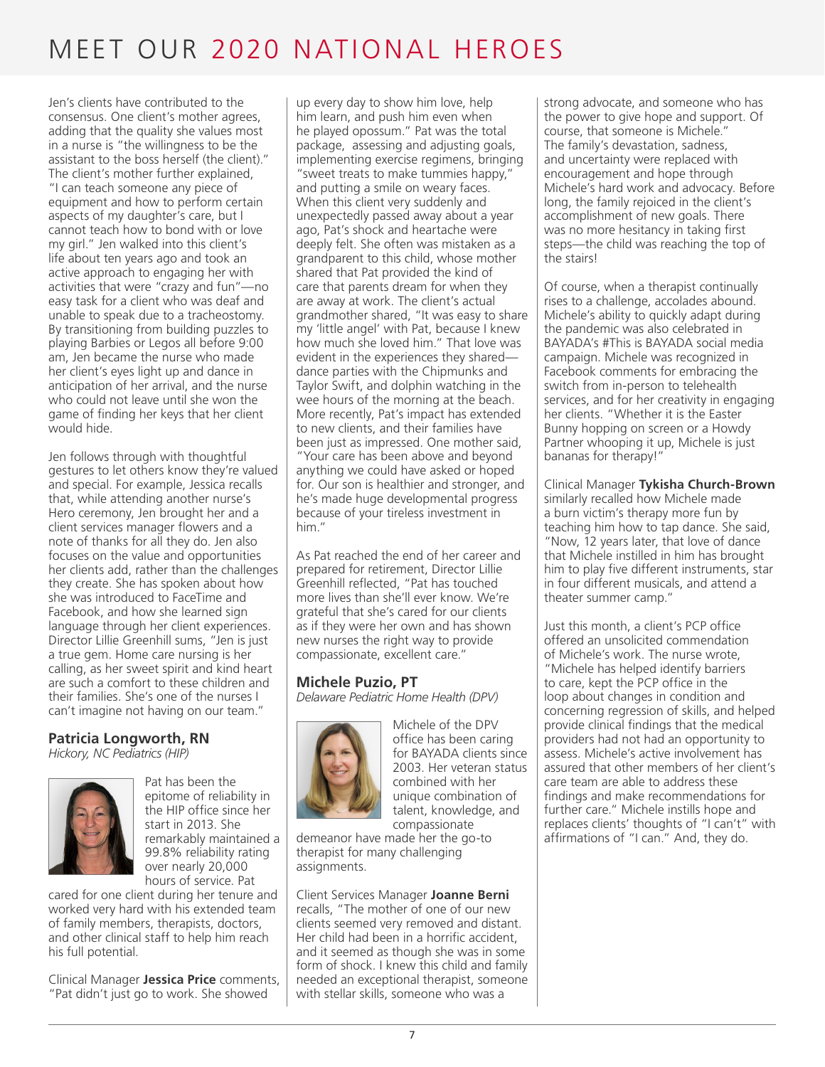# MEET OUR 2020 NATIONAL HEROES

Jen's clients have contributed to the consensus. One client's mother agrees, adding that the quality she values most in a nurse is "the willingness to be the assistant to the boss herself (the client)." The client's mother further explained, "I can teach someone any piece of equipment and how to perform certain aspects of my daughter's care, but I cannot teach how to bond with or love my girl." Jen walked into this client's life about ten years ago and took an active approach to engaging her with activities that were "crazy and fun"—no easy task for a client who was deaf and unable to speak due to a tracheostomy. By transitioning from building puzzles to playing Barbies or Legos all before 9:00 am, Jen became the nurse who made her client's eyes light up and dance in anticipation of her arrival, and the nurse who could not leave until she won the game of finding her keys that her client would hide.

Jen follows through with thoughtful gestures to let others know they're valued and special. For example, Jessica recalls that, while attending another nurse's Hero ceremony, Jen brought her and a client services manager flowers and a note of thanks for all they do. Jen also focuses on the value and opportunities her clients add, rather than the challenges they create. She has spoken about how she was introduced to FaceTime and Facebook, and how she learned sign language through her client experiences. Director Lillie Greenhill sums, "Jen is just a true gem. Home care nursing is her calling, as her sweet spirit and kind heart are such a comfort to these children and their families. She's one of the nurses I can't imagine not having on our team."

### Patricia Longworth, RN

*Hickory, NC Pediatrics (HIP)*

Pat has been the epitome of reliability in the HIP office since her start in 2013. She remarkably maintained a 99.8% reliability rating over nearly 20,000 hours of service. Pat cared for one client during her tenure and worked very hard with his extended team of family members, therapists, doctors, and other clinical staff to help him reach his full potential.

Clinical Manager **Jessica Price** comments, "Pat didn't just go to work. She showed up every day to show him love, help him learn, and push him even when he played opossum." Pat was the total package, assessing and adjusting goals, implementing exercise regimens, bringing "sweet treats to make tummies happy," and putting a smile on weary faces. When this client very suddenly and unexpectedly passed away about a year ago, Pat's shock and heartache were deeply felt. She often was mistaken as a grandparent to this child, whose mother shared that Pat provided the kind of care that parents dream for when they are away at work. The client's actual grandmother shared, "It was easy to share my 'little angel' with Pat, because I knew how much she loved him." That love was evident in the experiences they shared—dance parties with the Chipmunks and Taylor Swift, and dolphin watching in the wee hours of the morning at the beach. More recently, Pat's impact has extended to new clients, and their families have been just as impressed. One mother said, "Your care has been above and beyond anything we could have asked or hoped for. Our son is healthier and stronger, and he's made huge developmental progress because of your tireless investment in him."

As Pat reached the end of her career and prepared for retirement, Director Lillie Greenhill reflected, "Pat has touched more lives than she'll ever know. We're grateful that she's cared for our clients as if they were her own and has shown new nurses the right way to provide compassionate, excellent care."

### Michele Puzio, PT

*Delaware Pediatric Home Health (DPV)*

Michele of the DPV office has been caring for BAYADA clients since 2003. Her veteran status combined with her unique combination of talent, knowledge, and compassionate demeanor have made her the go-to therapist for many challenging assignments.

Client Services Manager **Joanne Berni** recalls, "The mother of one of our new clients seemed very removed and distant. Her child had been in a horrific accident, and it seemed as though she was in some form of shock. I knew this child and family needed an exceptional therapist, someone with stellar skills, someone who was a strong advocate, and someone who has the power to give hope and support. Of course, that someone is Michele." The family's devastation, sadness, and uncertainty were replaced with encouragement and hope through Michele's hard work and advocacy. Before long, the family rejoiced in the client's accomplishment of new goals. There was no more hesitancy in taking first steps—the child was reaching the top of the stairs!

Of course, when a therapist continually rises to a challenge, accolades abound. Michele's ability to quickly adapt during the pandemic was also celebrated in BAYADA's #This is BAYADA social media campaign. Michele was recognized in Facebook comments for embracing the switch from in-person to telehealth services, and for her creativity in engaging her clients. "Whether it is the Easter Bunny hopping on screen or a Howdy Partner whooping it up, Michele is just bananas for therapy!"

Clinical Manager **Tykisha Church-Brown** similarly recalled how Michele made a burn victim's therapy more fun by teaching him how to tap dance. She said, "Now, 12 years later, that love of dance that Michele instilled in him has brought him to play five different instruments, star in four different musicals, and attend a theater summer camp."

Just this month, a client's PCP office offered an unsolicited commendation of Michele's work. The nurse wrote, "Michele has helped identify barriers to care, kept the PCP office in the loop about changes in condition and concerning regression of skills, and helped provide clinical findings that the medical providers had not had an opportunity to assess. Michele's active involvement has assured that other members of her client's care team are able to address these findings and make recommendations for further care." Michele instills hope and replaces clients' thoughts of "I can't" with affirmations of "I can." And, they do.